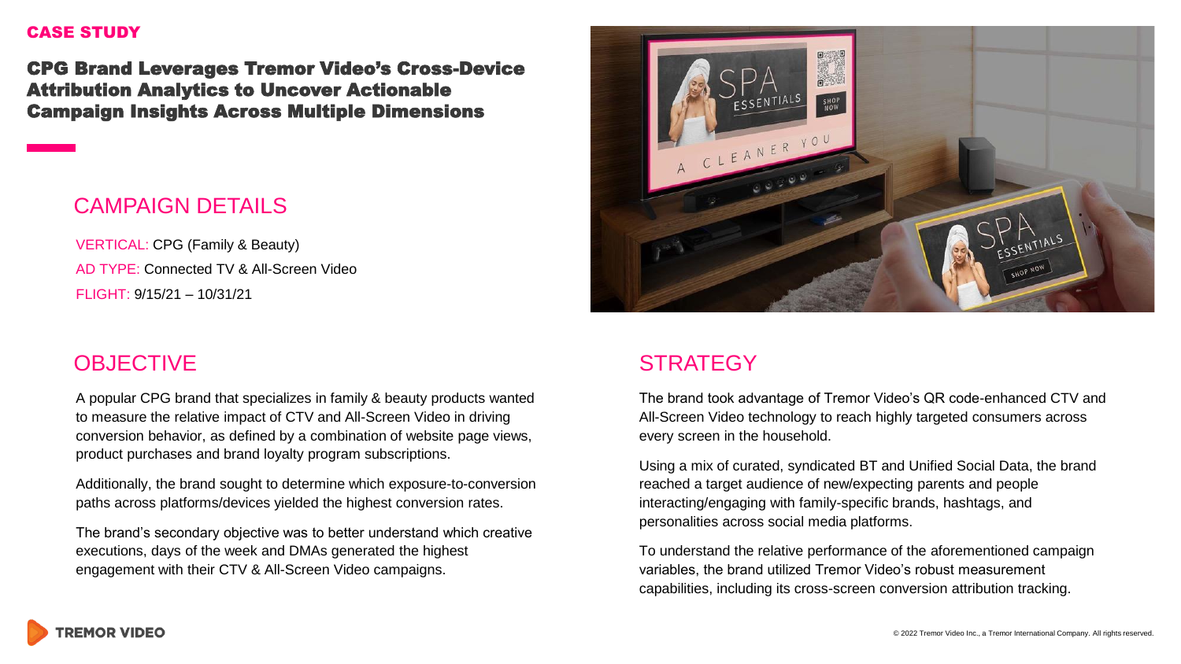CASE STUDY

# CPG Brand Leverages Tremor Video's Cross-Device Attribution Analytics to Uncover Actionable Campaign Insights Across Multiple Dimensions

## CAMPAIGN DETAILS

VERTICAL: CPG (Family & Beauty)

AD TYPE: Connected TV & All-Screen Video

FLIGHT: 9/15/21 – 10/31/21

## OBJECTIVE

A popular CPG brand that specializes in family & beauty products wanted to measure the relative impact of CTV and All-Screen Video in driving conversion behavior, as defined by a combination of website page views, product purchases and brand loyalty program subscriptions.

Additionally, the brand sought to determine which exposure-to-conversion paths across platforms/devices yielded the highest conversion rates.

The brand's secondary objective was to better understand which creative executions, days of the week and DMAs generated the highest engagement with their CTV & All-Screen Video campaigns.

## STRATEGY

The brand took advantage of Tremor Video's QR code-enhanced CTV and All-Screen Video technology to reach highly targeted consumers across every screen in the household.

Using a mix of curated, syndicated BT and Unified Social Data, the brand reached a target audience of new/expecting parents and people interacting/engaging with family-specific brands, hashtags, and personalities across social media platforms.

To understand the relative performance of the aforementioned campaign variables, the brand utilized Tremor Video's robust measurement capabilities, including its cross-screen conversion attribution tracking.

TREMOR VIDEO

© 2022 Tremor Video Inc., a Tremor International Company. All rights reserved.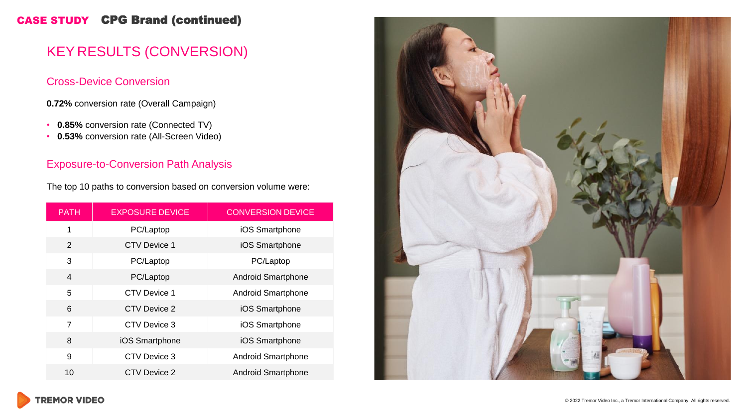**CASE STUDY** **CPG Brand (continued)**

# KEY RESULTS (CONVERSION)

## Cross-Device Conversion

**0.72%** conversion rate (Overall Campaign)

- **0.85%** conversion rate (Connected TV)
- **0.53%** conversion rate (All-Screen Video)

## Exposure-to-Conversion Path Analysis

The top 10 paths to conversion based on conversion volume were:

| PATH | EXPOSURE DEVICE | CONVERSION DEVICE |
| --- | --- | --- |
| 1 | PC/Laptop | iOS Smartphone |
| 2 | CTV Device 1 | iOS Smartphone |
| 3 | PC/Laptop | PC/Laptop |
| 4 | PC/Laptop | Android Smartphone |
| 5 | CTV Device 1 | Android Smartphone |
| 6 | CTV Device 2 | iOS Smartphone |
| 7 | CTV Device 3 | iOS Smartphone |
| 8 | iOS Smartphone | iOS Smartphone |
| 9 | CTV Device 3 | Android Smartphone |
| 10 | CTV Device 2 | Android Smartphone |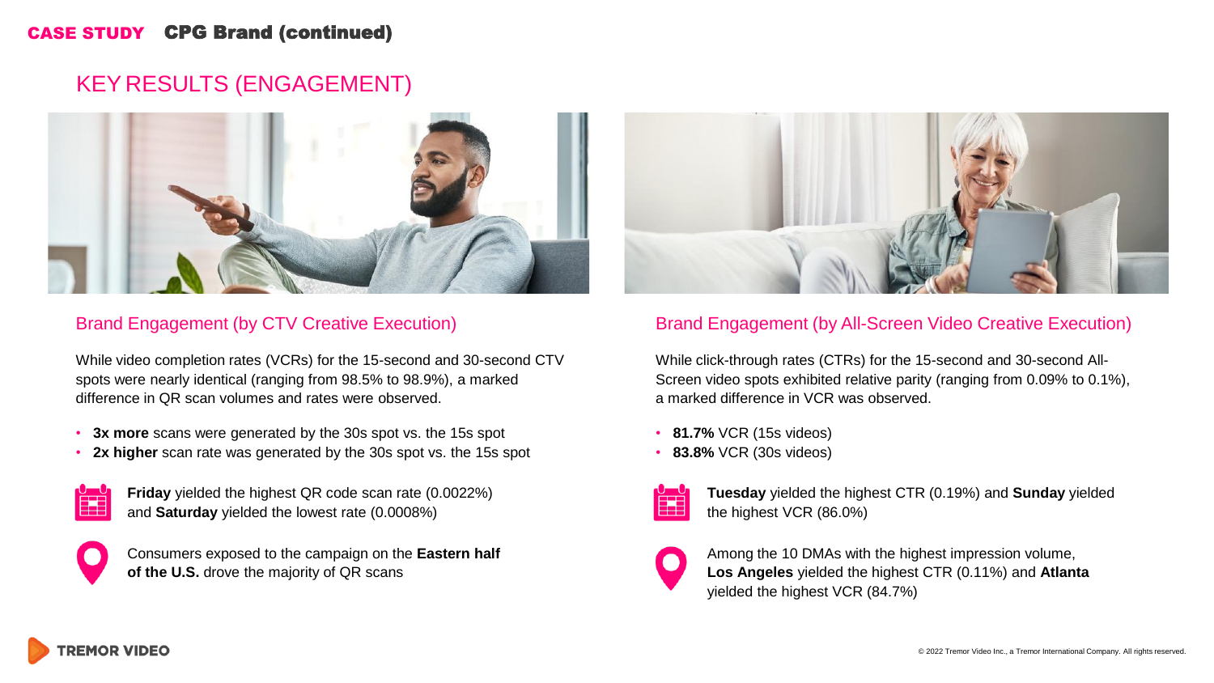**CASE STUDY** **CPG Brand (continued)**

# KEY RESULTS (ENGAGEMENT)

## Brand Engagement (by CTV Creative Execution)

While video completion rates (VCRs) for the 15-second and 30-second CTV spots were nearly identical (ranging from 98.5% to 98.9%), a marked difference in QR scan volumes and rates were observed.

- **3x more** scans were generated by the 30s spot vs. the 15s spot
- **2x higher** scan rate was generated by the 30s spot vs. the 15s spot

**Friday** yielded the highest QR code scan rate (0.0022%) and **Saturday** yielded the lowest rate (0.0008%)

Consumers exposed to the campaign on the **Eastern half of the U.S.** drove the majority of QR scans

## Brand Engagement (by All-Screen Video Creative Execution)

While click-through rates (CTRs) for the 15-second and 30-second All-Screen video spots exhibited relative parity (ranging from 0.09% to 0.1%), a marked difference in VCR was observed.

- **81.7%** VCR (15s videos)
- **83.8%** VCR (30s videos)

**Tuesday** yielded the highest CTR (0.19%) and **Sunday** yielded the highest VCR (86.0%)

Among the 10 DMAs with the highest impression volume, **Los Angeles** yielded the highest CTR (0.11%) and **Atlanta** yielded the highest VCR (84.7%)

TREMOR VIDEO

© 2022 Tremor Video Inc., a Tremor International Company. All rights reserved.